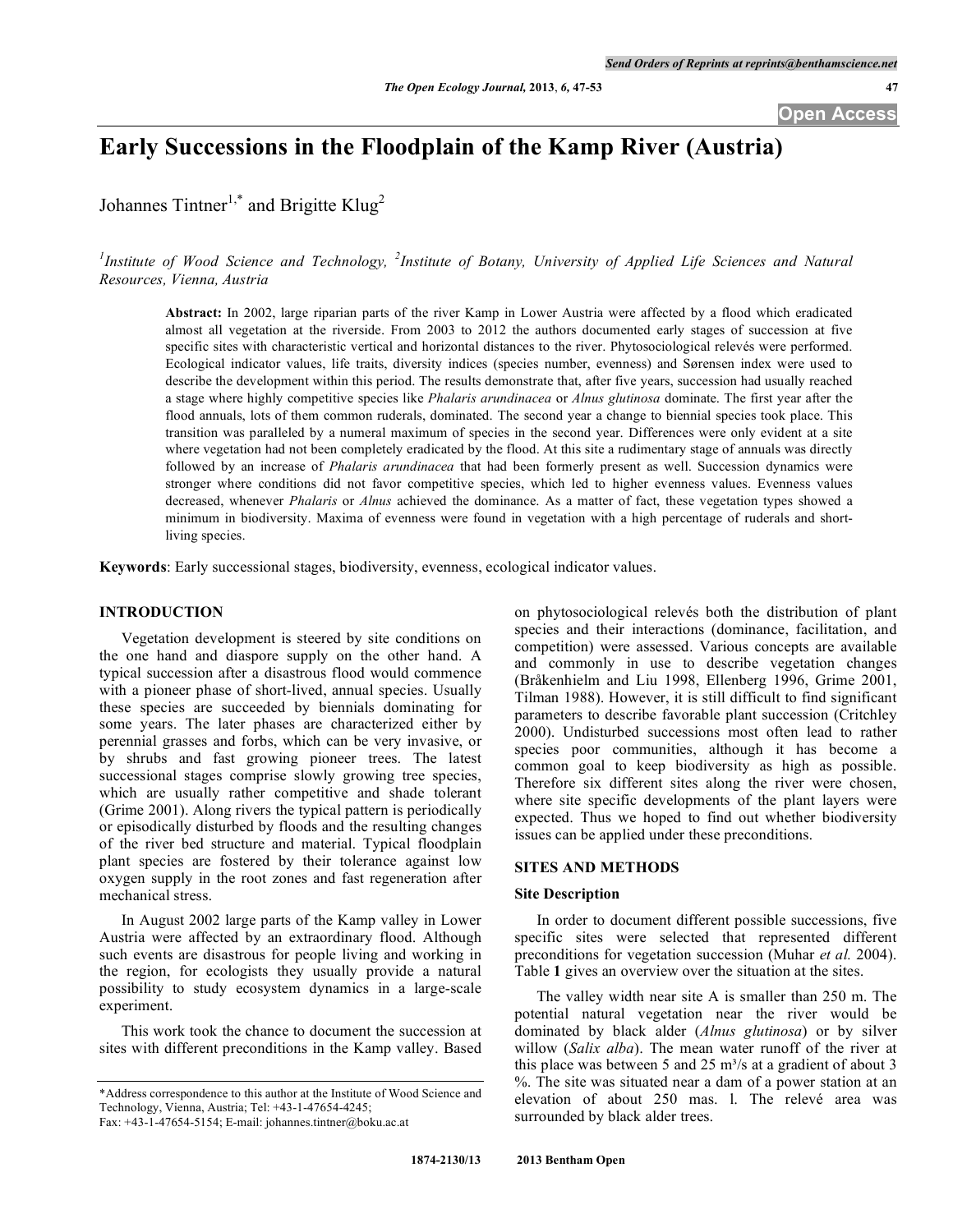# Early Successions in the Floodplain of the Kamp River (Austria)

Johannes Tintner[1,*] and Brigitte Klug[2]

[1]Institute of Wood Science and Technology, [2]Institute of Botany, University of Applied Life Sciences and Natural Resources, Vienna, Austria

**Abstract:** In 2002, large riparian parts of the river Kamp in Lower Austria were affected by a flood which eradicated almost all vegetation at the riverside. From 2003 to 2012 the authors documented early stages of succession at five specific sites with characteristic vertical and horizontal distances to the river. Phytosociological relevés were performed. Ecological indicator values, life traits, diversity indices (species number, evenness) and Sørensen index were used to describe the development within this period. The results demonstrate that, after five years, succession had usually reached a stage where highly competitive species like *Phalaris arundinacea* or *Alnus glutinosa* dominate. The first year after the flood annuals, lots of them common ruderals, dominated. The second year a change to biennial species took place. This transition was paralleled by a numeral maximum of species in the second year. Differences were only evident at a site where vegetation had not been completely eradicated by the flood. At this site a rudimentary stage of annuals was directly followed by an increase of *Phalaris arundinacea* that had been formerly present as well. Succession dynamics were stronger where conditions did not favor competitive species, which led to higher evenness values. Evenness values decreased, whenever *Phalaris* or *Alnus* achieved the dominance. As a matter of fact, these vegetation types showed a minimum in biodiversity. Maxima of evenness were found in vegetation with a high percentage of ruderals and short-living species.

**Keywords**: Early successional stages, biodiversity, evenness, ecological indicator values.

## INTRODUCTION

Vegetation development is steered by site conditions on the one hand and diaspore supply on the other hand. A typical succession after a disastrous flood would commence with a pioneer phase of short-lived, annual species. Usually these species are succeeded by biennials dominating for some years. The later phases are characterized either by perennial grasses and forbs, which can be very invasive, or by shrubs and fast growing pioneer trees. The latest successional stages comprise slowly growing tree species, which are usually rather competitive and shade tolerant (Grime 2001). Along rivers the typical pattern is periodically or episodically disturbed by floods and the resulting changes of the river bed structure and material. Typical floodplain plant species are fostered by their tolerance against low oxygen supply in the root zones and fast regeneration after mechanical stress.

In August 2002 large parts of the Kamp valley in Lower Austria were affected by an extraordinary flood. Although such events are disastrous for people living and working in the region, for ecologists they usually provide a natural possibility to study ecosystem dynamics in a large-scale experiment.

This work took the chance to document the succession at sites with different preconditions in the Kamp valley. Based on phytosociological relevés both the distribution of plant species and their interactions (dominance, facilitation, and competition) were assessed. Various concepts are available and commonly in use to describe vegetation changes (Bråkenhielm and Liu 1998, Ellenberg 1996, Grime 2001, Tilman 1988). However, it is still difficult to find significant parameters to describe favorable plant succession (Critchley 2000). Undisturbed successions most often lead to rather species poor communities, although it has become a common goal to keep biodiversity as high as possible. Therefore six different sites along the river were chosen, where site specific developments of the plant layers were expected. Thus we hoped to find out whether biodiversity issues can be applied under these preconditions.

## SITES AND METHODS

### Site Description

In order to document different possible successions, five specific sites were selected that represented different preconditions for vegetation succession (Muhar *et al.* 2004). Table **1** gives an overview over the situation at the sites.

The valley width near site A is smaller than 250 m. The potential natural vegetation near the river would be dominated by black alder (*Alnus glutinosa*) or by silver willow (*Salix alba*). The mean water runoff of the river at this place was between 5 and 25 m³/s at a gradient of about 3 %. The site was situated near a dam of a power station at an elevation of about 250 mas. l. The relevé area was surrounded by black alder trees.

*Address correspondence to this author at the Institute of Wood Science and Technology, Vienna, Austria; Tel: +43-1-47654-4245; Fax: +43-1-47654-5154; E-mail: johannes.tintner@boku.ac.at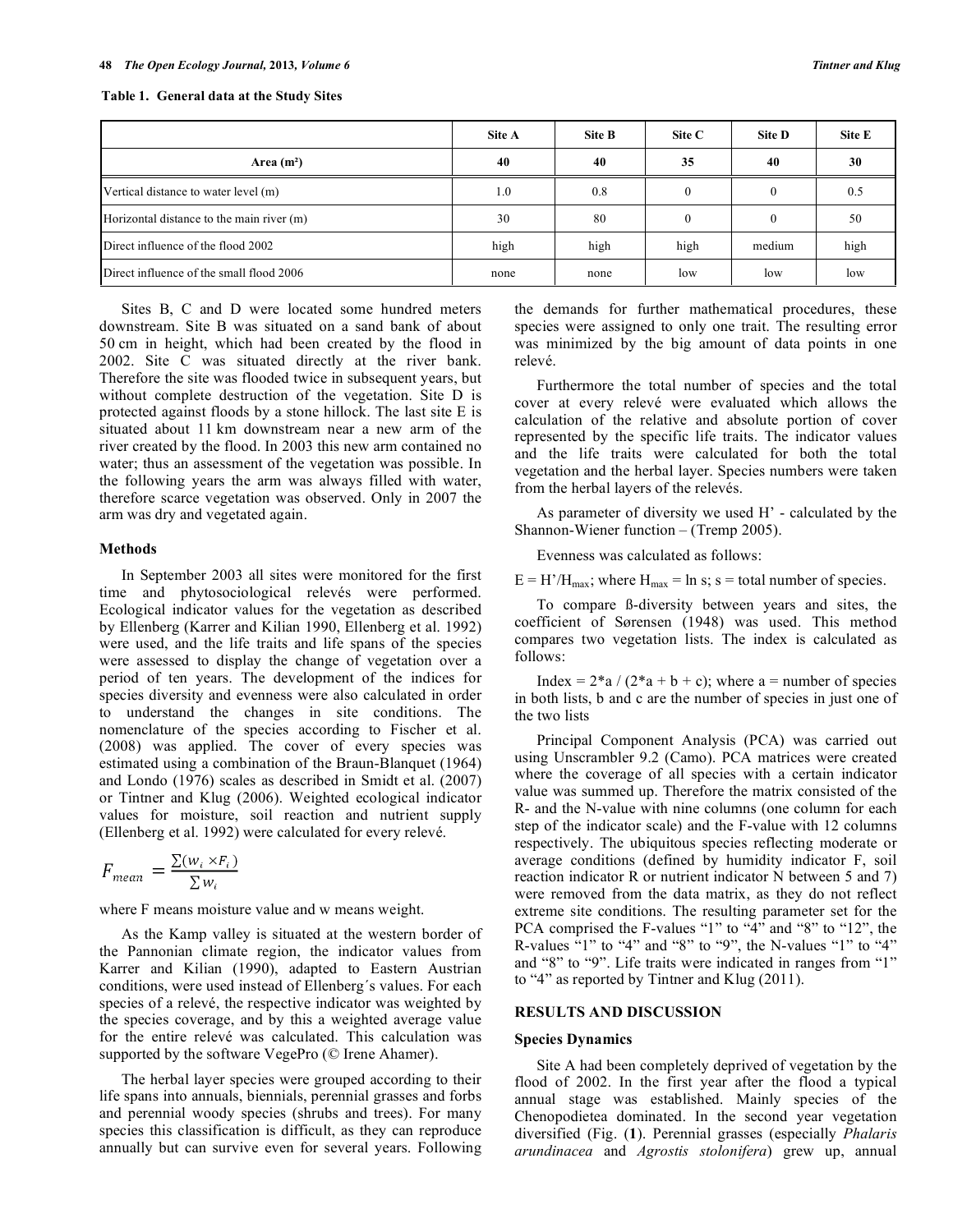**Table 1. General data at the Study Sites**

| | Site A | Site B | Site C | Site D | Site E |
|---|---|---|---|---|---|
| **Area (m²)** | **40** | **40** | **35** | **40** | **30** |
| Vertical distance to water level (m) | 1.0 | 0.8 | 0 | 0 | 0.5 |
| Horizontal distance to the main river (m) | 30 | 80 | 0 | 0 | 50 |
| Direct influence of the flood 2002 | high | high | high | medium | high |
| Direct influence of the small flood 2006 | none | none | low | low | low |

Sites B, C and D were located some hundred meters downstream. Site B was situated on a sand bank of about 50 cm in height, which had been created by the flood in 2002. Site C was situated directly at the river bank. Therefore the site was flooded twice in subsequent years, but without complete destruction of the vegetation. Site D is protected against floods by a stone hillock. The last site E is situated about 11 km downstream near a new arm of the river created by the flood. In 2003 this new arm contained no water; thus an assessment of the vegetation was possible. In the following years the arm was always filled with water, therefore scarce vegetation was observed. Only in 2007 the arm was dry and vegetated again.

## Methods

In September 2003 all sites were monitored for the first time and phytosociological relevés were performed. Ecological indicator values for the vegetation as described by Ellenberg (Karrer and Kilian 1990, Ellenberg et al. 1992) were used, and the life traits and life spans of the species were assessed to display the change of vegetation over a period of ten years. The development of the indices for species diversity and evenness were also calculated in order to understand the changes in site conditions. The nomenclature of the species according to Fischer et al. (2008) was applied. The cover of every species was estimated using a combination of the Braun-Blanquet (1964) and Londo (1976) scales as described in Smidt et al. (2007) or Tintner and Klug (2006). Weighted ecological indicator values for moisture, soil reaction and nutrient supply (Ellenberg et al. 1992) were calculated for every relevé.

$$F_{mean} = \frac{\sum(w_i \times F_i)}{\sum w_i}$$

where F means moisture value and w means weight.

As the Kamp valley is situated at the western border of the Pannonian climate region, the indicator values from Karrer and Kilian (1990), adapted to Eastern Austrian conditions, were used instead of Ellenberg´s values. For each species of a relevé, the respective indicator was weighted by the species coverage, and by this a weighted average value for the entire relevé was calculated. This calculation was supported by the software VegePro (© Irene Ahamer).

The herbal layer species were grouped according to their life spans into annuals, biennials, perennial grasses and forbs and perennial woody species (shrubs and trees). For many species this classification is difficult, as they can reproduce annually but can survive even for several years. Following the demands for further mathematical procedures, these species were assigned to only one trait. The resulting error was minimized by the big amount of data points in one relevé.

Furthermore the total number of species and the total cover at every relevé were evaluated which allows the calculation of the relative and absolute portion of cover represented by the specific life traits. The indicator values and the life traits were calculated for both the total vegetation and the herbal layer. Species numbers were taken from the herbal layers of the relevés.

As parameter of diversity we used H' - calculated by the Shannon-Wiener function – (Tremp 2005).

Evenness was calculated as follows:

$E = H'/H_{max}$; where $H_{max} = \ln s$; s = total number of species.

To compare ß-diversity between years and sites, the coefficient of Sørensen (1948) was used. This method compares two vegetation lists. The index is calculated as follows:

Index = 2\*a / (2\*a + b + c); where a = number of species in both lists, b and c are the number of species in just one of the two lists

Principal Component Analysis (PCA) was carried out using Unscrambler 9.2 (Camo). PCA matrices were created where the coverage of all species with a certain indicator value was summed up. Therefore the matrix consisted of the R- and the N-value with nine columns (one column for each step of the indicator scale) and the F-value with 12 columns respectively. The ubiquitous species reflecting moderate or average conditions (defined by humidity indicator F, soil reaction indicator R or nutrient indicator N between 5 and 7) were removed from the data matrix, as they do not reflect extreme site conditions. The resulting parameter set for the PCA comprised the F-values "1" to "4" and "8" to "12", the R-values "1" to "4" and "8" to "9", the N-values "1" to "4" and "8" to "9". Life traits were indicated in ranges from "1" to "4" as reported by Tintner and Klug (2011).

## RESULTS AND DISCUSSION

### Species Dynamics

Site A had been completely deprived of vegetation by the flood of 2002. In the first year after the flood a typical annual stage was established. Mainly species of the Chenopodietea dominated. In the second year vegetation diversified (Fig. (**1**). Perennial grasses (especially *Phalaris arundinacea* and *Agrostis stolonifera*) grew up, annual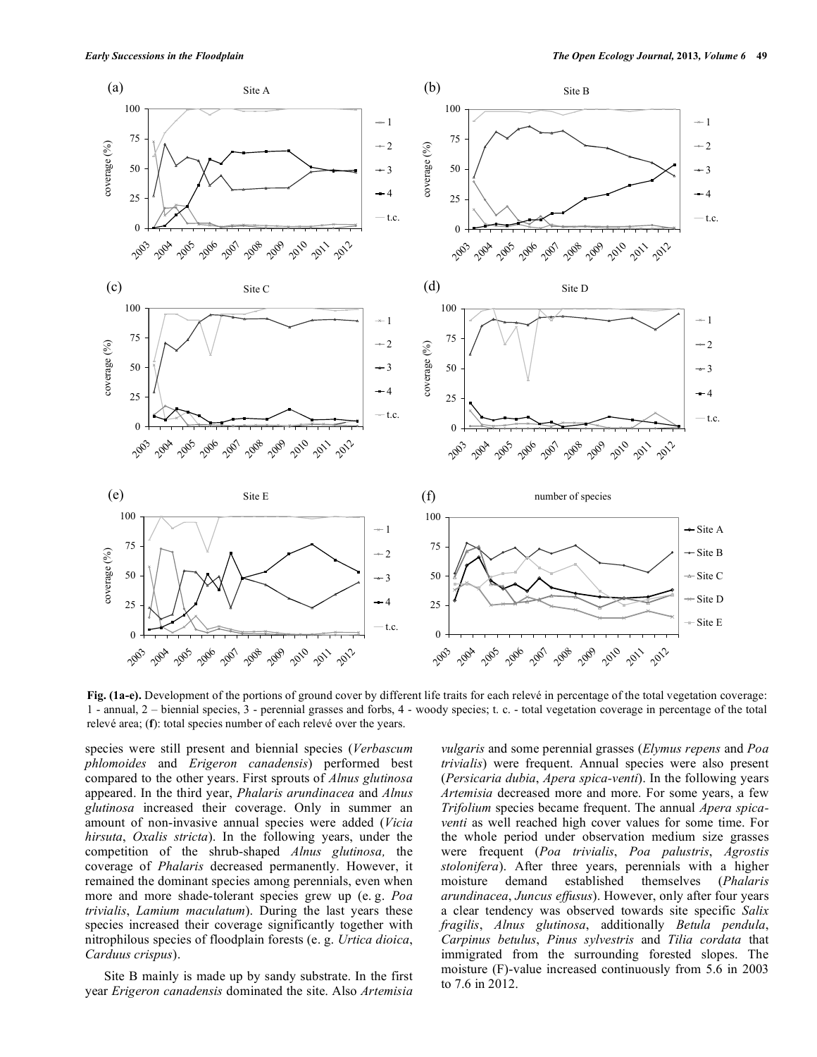Fig. (1a-e). Development of the portions of ground cover by different life traits for each relevé in percentage of the total vegetation coverage: 1 - annual, 2 – biennial species, 3 - perennial grasses and forbs, 4 - woody species; t. c. - total vegetation coverage in percentage of the total relevé area; (**f**): total species number of each relevé over the years.

species were still present and biennial species (*Verbascum phlomoides* and *Erigeron canadensis*) performed best compared to the other years. First sprouts of *Alnus glutinosa* appeared. In the third year, *Phalaris arundinacea* and *Alnus glutinosa* increased their coverage. Only in summer an amount of non-invasive annual species were added (*Vicia hirsuta*, *Oxalis stricta*). In the following years, under the competition of the shrub-shaped *Alnus glutinosa,* the coverage of *Phalaris* decreased permanently. However, it remained the dominant species among perennials, even when more and more shade-tolerant species grew up (e. g. *Poa trivialis*, *Lamium maculatum*). During the last years these species increased their coverage significantly together with nitrophilous species of floodplain forests (e. g. *Urtica dioica*, *Carduus crispus*).

Site B mainly is made up by sandy substrate. In the first year *Erigeron canadensis* dominated the site. Also *Artemisia vulgaris* and some perennial grasses (*Elymus repens* and *Poa trivialis*) were frequent. Annual species were also present (*Persicaria dubia*, *Apera spica-venti*). In the following years *Artemisia* decreased more and more. For some years, a few *Trifolium* species became frequent. The annual *Apera spica-venti* as well reached high cover values for some time. For the whole period under observation medium size grasses were frequent (*Poa trivialis*, *Poa palustris*, *Agrostis stolonifera*). After three years, perennials with a higher moisture demand established themselves (*Phalaris arundinacea*, *Juncus effusus*). However, only after four years a clear tendency was observed towards site specific *Salix fragilis*, *Alnus glutinosa*, additionally *Betula pendula*, *Carpinus betulus*, *Pinus sylvestris* and *Tilia cordata* that immigrated from the surrounding forested slopes. The moisture (F)-value increased continuously from 5.6 in 2003 to 7.6 in 2012.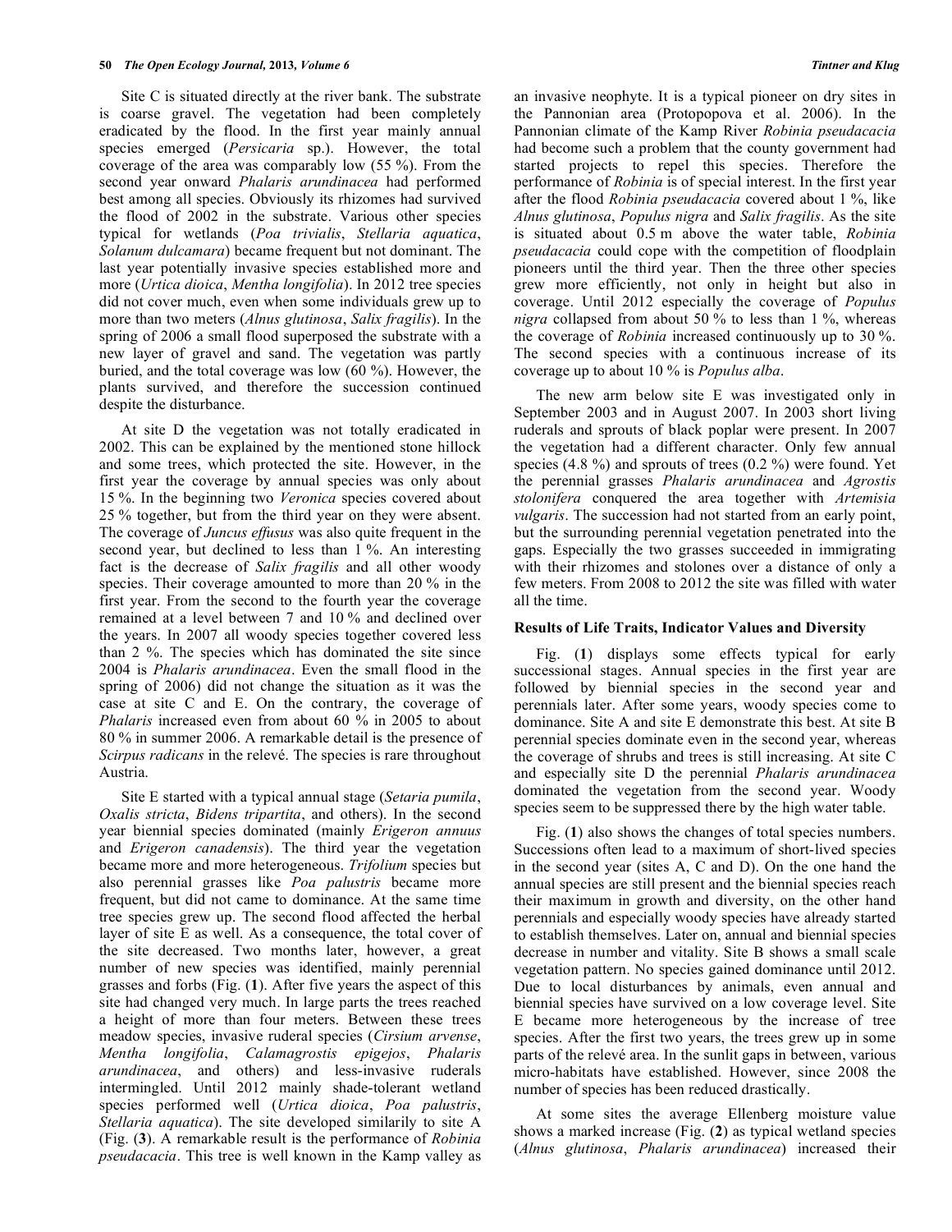Site C is situated directly at the river bank. The substrate is coarse gravel. The vegetation had been completely eradicated by the flood. In the first year mainly annual species emerged (*Persicaria* sp.). However, the total coverage of the area was comparably low (55 %). From the second year onward *Phalaris arundinacea* had performed best among all species. Obviously its rhizomes had survived the flood of 2002 in the substrate. Various other species typical for wetlands (*Poa trivialis*, *Stellaria aquatica*, *Solanum dulcamara*) became frequent but not dominant. The last year potentially invasive species established more and more (*Urtica dioica*, *Mentha longifolia*). In 2012 tree species did not cover much, even when some individuals grew up to more than two meters (*Alnus glutinosa*, *Salix fragilis*). In the spring of 2006 a small flood superposed the substrate with a new layer of gravel and sand. The vegetation was partly buried, and the total coverage was low (60 %). However, the plants survived, and therefore the succession continued despite the disturbance.

At site D the vegetation was not totally eradicated in 2002. This can be explained by the mentioned stone hillock and some trees, which protected the site. However, in the first year the coverage by annual species was only about 15 %. In the beginning two *Veronica* species covered about 25 % together, but from the third year on they were absent. The coverage of *Juncus effusus* was also quite frequent in the second year, but declined to less than 1 %. An interesting fact is the decrease of *Salix fragilis* and all other woody species. Their coverage amounted to more than 20 % in the first year. From the second to the fourth year the coverage remained at a level between 7 and 10 % and declined over the years. In 2007 all woody species together covered less than 2 %. The species which has dominated the site since 2004 is *Phalaris arundinacea*. Even the small flood in the spring of 2006) did not change the situation as it was the case at site C and E. On the contrary, the coverage of *Phalaris* increased even from about 60 % in 2005 to about 80 % in summer 2006. A remarkable detail is the presence of *Scirpus radicans* in the relevé. The species is rare throughout Austria.

Site E started with a typical annual stage (*Setaria pumila*, *Oxalis stricta*, *Bidens tripartita*, and others). In the second year biennial species dominated (mainly *Erigeron annuus* and *Erigeron canadensis*). The third year the vegetation became more and more heterogeneous. *Trifolium* species but also perennial grasses like *Poa palustris* became more frequent, but did not came to dominance. At the same time tree species grew up. The second flood affected the herbal layer of site E as well. As a consequence, the total cover of the site decreased. Two months later, however, a great number of new species was identified, mainly perennial grasses and forbs (Fig. (**1**). After five years the aspect of this site had changed very much. In large parts the trees reached a height of more than four meters. Between these trees meadow species, invasive ruderal species (*Cirsium arvense*, *Mentha longifolia*, *Calamagrostis epigejos*, *Phalaris arundinacea*, and others) and less-invasive ruderals intermingled. Until 2012 mainly shade-tolerant wetland species performed well (*Urtica dioica*, *Poa palustris*, *Stellaria aquatica*). The site developed similarily to site A (Fig. (**3**). A remarkable result is the performance of *Robinia pseudacacia*. This tree is well known in the Kamp valley as an invasive neophyte. It is a typical pioneer on dry sites in the Pannonian area (Protopopova et al. 2006). In the Pannonian climate of the Kamp River *Robinia pseudacacia* had become such a problem that the county government had started projects to repel this species. Therefore the performance of *Robinia* is of special interest. In the first year after the flood *Robinia pseudacacia* covered about 1 %, like *Alnus glutinosa*, *Populus nigra* and *Salix fragilis*. As the site is situated about 0.5 m above the water table, *Robinia pseudacacia* could cope with the competition of floodplain pioneers until the third year. Then the three other species grew more efficiently, not only in height but also in coverage. Until 2012 especially the coverage of *Populus nigra* collapsed from about 50 % to less than 1 %, whereas the coverage of *Robinia* increased continuously up to 30 %. The second species with a continuous increase of its coverage up to about 10 % is *Populus alba*.

The new arm below site E was investigated only in September 2003 and in August 2007. In 2003 short living ruderals and sprouts of black poplar were present. In 2007 the vegetation had a different character. Only few annual species (4.8 %) and sprouts of trees (0.2 %) were found. Yet the perennial grasses *Phalaris arundinacea* and *Agrostis stolonifera* conquered the area together with *Artemisia vulgaris*. The succession had not started from an early point, but the surrounding perennial vegetation penetrated into the gaps. Especially the two grasses succeeded in immigrating with their rhizomes and stolones over a distance of only a few meters. From 2008 to 2012 the site was filled with water all the time.

### Results of Life Traits, Indicator Values and Diversity

Fig. (**1**) displays some effects typical for early successional stages. Annual species in the first year are followed by biennial species in the second year and perennials later. After some years, woody species come to dominance. Site A and site E demonstrate this best. At site B perennial species dominate even in the second year, whereas the coverage of shrubs and trees is still increasing. At site C and especially site D the perennial *Phalaris arundinacea* dominated the vegetation from the second year. Woody species seem to be suppressed there by the high water table.

Fig. (**1**) also shows the changes of total species numbers. Successions often lead to a maximum of short-lived species in the second year (sites A, C and D). On the one hand the annual species are still present and the biennial species reach their maximum in growth and diversity, on the other hand perennials and especially woody species have already started to establish themselves. Later on, annual and biennial species decrease in number and vitality. Site B shows a small scale vegetation pattern. No species gained dominance until 2012. Due to local disturbances by animals, even annual and biennial species have survived on a low coverage level. Site E became more heterogeneous by the increase of tree species. After the first two years, the trees grew up in some parts of the relevé area. In the sunlit gaps in between, various micro-habitats have established. However, since 2008 the number of species has been reduced drastically.

At some sites the average Ellenberg moisture value shows a marked increase (Fig. (**2**) as typical wetland species (*Alnus glutinosa*, *Phalaris arundinacea*) increased their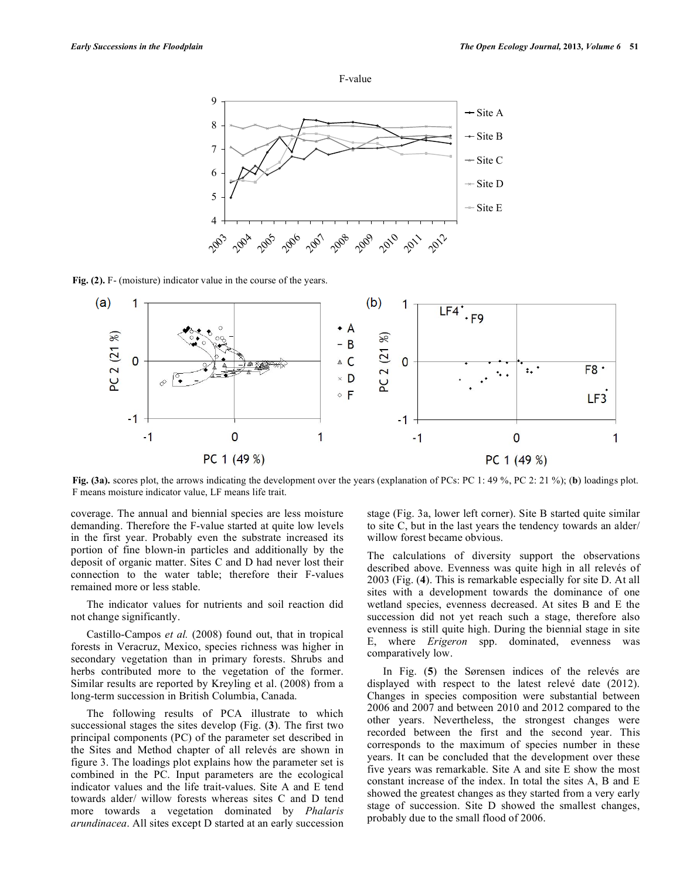Fig. (2). F- (moisture) indicator value in the course of the years.

Fig. (3a). scores plot, the arrows indicating the development over the years (explanation of PCs: PC 1: 49 %, PC 2: 21 %); (**b**) loadings plot. F means moisture indicator value, LF means life trait.

coverage. The annual and biennial species are less moisture demanding. Therefore the F-value started at quite low levels in the first year. Probably even the substrate increased its portion of fine blown-in particles and additionally by the deposit of organic matter. Sites C and D had never lost their connection to the water table; therefore their F-values remained more or less stable.

The indicator values for nutrients and soil reaction did not change significantly.

Castillo-Campos *et al.* (2008) found out, that in tropical forests in Veracruz, Mexico, species richness was higher in secondary vegetation than in primary forests. Shrubs and herbs contributed more to the vegetation of the former. Similar results are reported by Kreyling et al. (2008) from a long-term succession in British Columbia, Canada.

The following results of PCA illustrate to which successional stages the sites develop (Fig. (**3**). The first two principal components (PC) of the parameter set described in the Sites and Method chapter of all relevés are shown in figure 3. The loadings plot explains how the parameter set is combined in the PC. Input parameters are the ecological indicator values and the life trait-values. Site A and E tend towards alder/ willow forests whereas sites C and D tend more towards a vegetation dominated by *Phalaris arundinacea*. All sites except D started at an early succession stage (Fig. 3a, lower left corner). Site B started quite similar to site C, but in the last years the tendency towards an alder/ willow forest became obvious.

The calculations of diversity support the observations described above. Evenness was quite high in all relevés of 2003 (Fig. (**4**). This is remarkable especially for site D. At all sites with a development towards the dominance of one wetland species, evenness decreased. At sites B and E the succession did not yet reach such a stage, therefore also evenness is still quite high. During the biennial stage in site E, where *Erigeron* spp. dominated, evenness was comparatively low.

In Fig. (**5**) the Sørensen indices of the relevés are displayed with respect to the latest relevé date (2012). Changes in species composition were substantial between 2006 and 2007 and between 2010 and 2012 compared to the other years. Nevertheless, the strongest changes were recorded between the first and the second year. This corresponds to the maximum of species number in these years. It can be concluded that the development over these five years was remarkable. Site A and site E show the most constant increase of the index. In total the sites A, B and E showed the greatest changes as they started from a very early stage of succession. Site D showed the smallest changes, probably due to the small flood of 2006.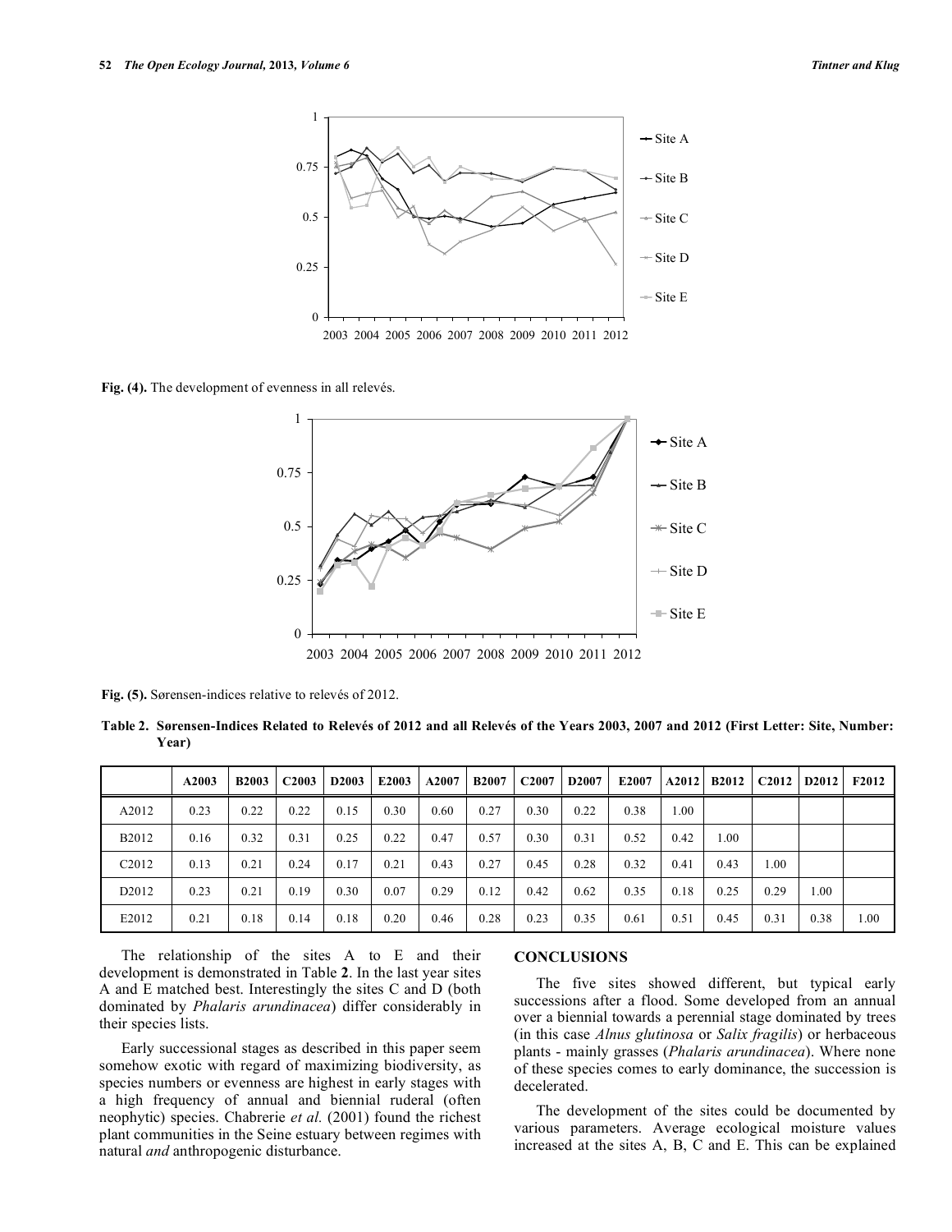Fig. (4). The development of evenness in all relevés.

Fig. (5). Sørensen-indices relative to relevés of 2012.

**Table 2. Sørensen-Indices Related to Relevés of 2012 and all Relevés of the Years 2003, 2007 and 2012 (First Letter: Site, Number: Year)**

| | A2003 | B2003 | C2003 | D2003 | E2003 | A2007 | B2007 | C2007 | D2007 | E2007 | A2012 | B2012 | C2012 | D2012 | F2012 |
|---|---|---|---|---|---|---|---|---|---|---|---|---|---|---|---|
| A2012 | 0.23 | 0.22 | 0.22 | 0.15 | 0.30 | 0.60 | 0.27 | 0.30 | 0.22 | 0.38 | 1.00 | | | | |
| B2012 | 0.16 | 0.32 | 0.31 | 0.25 | 0.22 | 0.47 | 0.57 | 0.30 | 0.31 | 0.52 | 0.42 | 1.00 | | | |
| C2012 | 0.13 | 0.21 | 0.24 | 0.17 | 0.21 | 0.43 | 0.27 | 0.45 | 0.28 | 0.32 | 0.41 | 0.43 | 1.00 | | |
| D2012 | 0.23 | 0.21 | 0.19 | 0.30 | 0.07 | 0.29 | 0.12 | 0.42 | 0.62 | 0.35 | 0.18 | 0.25 | 0.29 | 1.00 | |
| E2012 | 0.21 | 0.18 | 0.14 | 0.18 | 0.20 | 0.46 | 0.28 | 0.23 | 0.35 | 0.61 | 0.51 | 0.45 | 0.31 | 0.38 | 1.00 |

The relationship of the sites A to E and their development is demonstrated in Table **2**. In the last year sites A and E matched best. Interestingly the sites C and D (both dominated by *Phalaris arundinacea*) differ considerably in their species lists.

Early successional stages as described in this paper seem somehow exotic with regard of maximizing biodiversity, as species numbers or evenness are highest in early stages with a high frequency of annual and biennial ruderal (often neophytic) species. Chabrerie *et al.* (2001) found the richest plant communities in the Seine estuary between regimes with natural *and* anthropogenic disturbance.

## CONCLUSIONS

The five sites showed different, but typical early successions after a flood. Some developed from an annual over a biennial towards a perennial stage dominated by trees (in this case *Alnus glutinosa* or *Salix fragilis*) or herbaceous plants - mainly grasses (*Phalaris arundinacea*). Where none of these species comes to early dominance, the succession is decelerated.

The development of the sites could be documented by various parameters. Average ecological moisture values increased at the sites A, B, C and E. This can be explained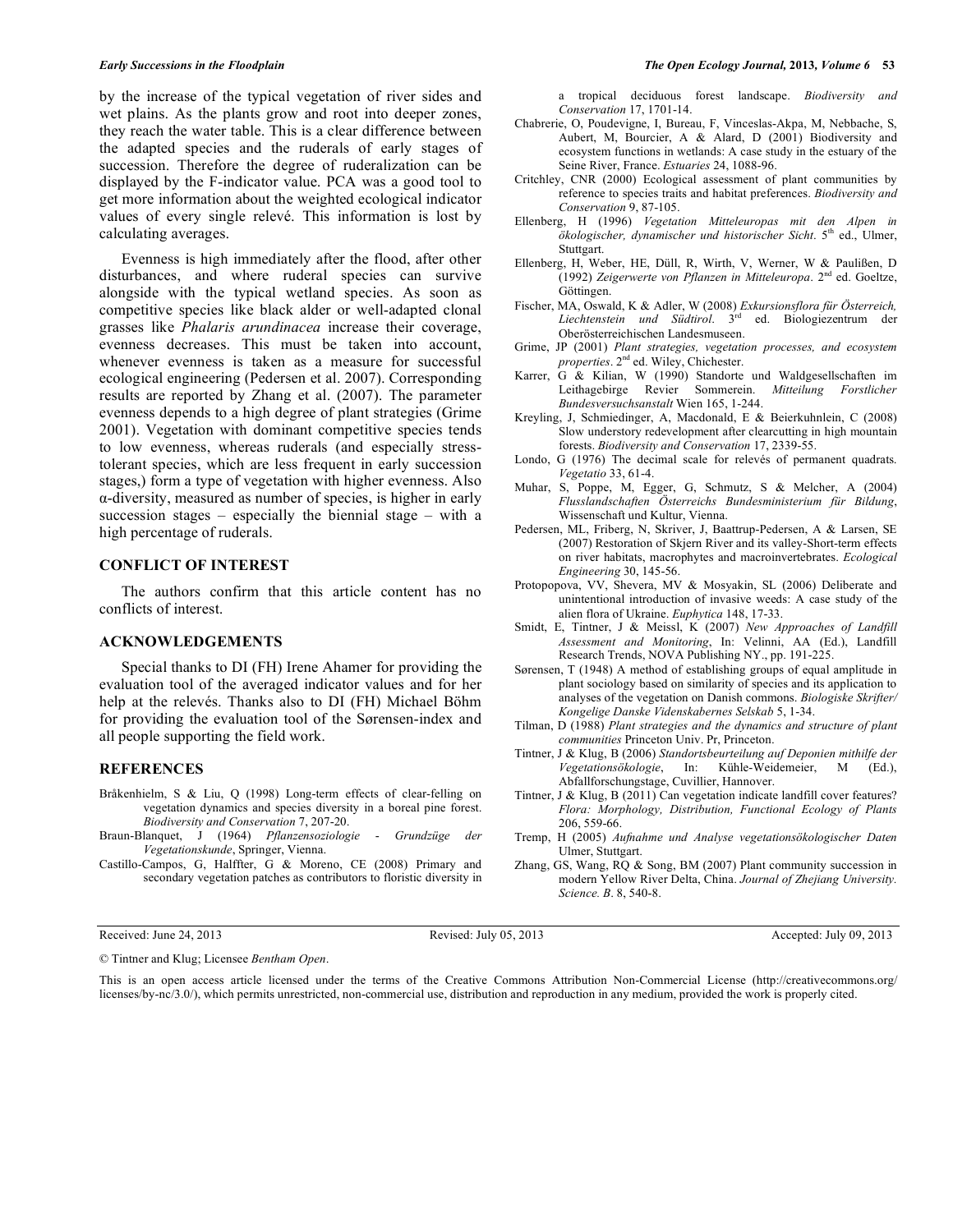by the increase of the typical vegetation of river sides and wet plains. As the plants grow and root into deeper zones, they reach the water table. This is a clear difference between the adapted species and the ruderals of early stages of succession. Therefore the degree of ruderalization can be displayed by the F-indicator value. PCA was a good tool to get more information about the weighted ecological indicator values of every single relevé. This information is lost by calculating averages.

Evenness is high immediately after the flood, after other disturbances, and where ruderal species can survive alongside with the typical wetland species. As soon as competitive species like black alder or well-adapted clonal grasses like *Phalaris arundinacea* increase their coverage, evenness decreases. This must be taken into account, whenever evenness is taken as a measure for successful ecological engineering (Pedersen et al. 2007). Corresponding results are reported by Zhang et al. (2007). The parameter evenness depends to a high degree of plant strategies (Grime 2001). Vegetation with dominant competitive species tends to low evenness, whereas ruderals (and especially stress-tolerant species, which are less frequent in early succession stages,) form a type of vegetation with higher evenness. Also α-diversity, measured as number of species, is higher in early succession stages – especially the biennial stage – with a high percentage of ruderals.

## CONFLICT OF INTEREST

The authors confirm that this article content has no conflicts of interest.

## ACKNOWLEDGEMENTS

Special thanks to DI (FH) Irene Ahamer for providing the evaluation tool of the averaged indicator values and for her help at the relevés. Thanks also to DI (FH) Michael Böhm for providing the evaluation tool of the Sørensen-index and all people supporting the field work.

## REFERENCES

Bråkenhielm, S & Liu, Q (1998) Long-term effects of clear-felling on vegetation dynamics and species diversity in a boreal pine forest. *Biodiversity and Conservation* 7, 207-20.

Braun-Blanquet, J (1964) *Pflanzensoziologie - Grundzüge der Vegetationskunde*, Springer, Vienna.

Castillo-Campos, G, Halffter, G & Moreno, CE (2008) Primary and secondary vegetation patches as contributors to floristic diversity in a tropical deciduous forest landscape. *Biodiversity and Conservation* 17, 1701-14.

Chabrerie, O, Poudevigne, I, Bureau, F, Vinceslas-Akpa, M, Nebbache, S, Aubert, M, Bourcier, A & Alard, D (2001) Biodiversity and ecosystem functions in wetlands: A case study in the estuary of the Seine River, France. *Estuaries* 24, 1088-96.

Critchley, CNR (2000) Ecological assessment of plant communities by reference to species traits and habitat preferences. *Biodiversity and Conservation* 9, 87-105.

Ellenberg, H (1996) *Vegetation Mitteleuropas mit den Alpen in ökologischer, dynamischer und historischer Sicht*. 5th ed., Ulmer, Stuttgart.

Ellenberg, H, Weber, HE, Düll, R, Wirth, V, Werner, W & Paulißen, D (1992) *Zeigerwerte von Pflanzen in Mitteleuropa*. 2nd ed. Goeltze, Göttingen.

Fischer, MA, Oswald, K & Adler, W (2008) *Exkursionsflora für Österreich, Liechtenstein und Südtirol*. 3rd ed. Biologiezentrum der Oberösterreichischen Landesmuseen.

Grime, JP (2001) *Plant strategies, vegetation processes, and ecosystem properties*. 2nd ed. Wiley, Chichester.

Karrer, G & Kilian, W (1990) Standorte und Waldgesellschaften im Leithagebirge Revier Sommerein. *Mitteilung Forstlicher Bundesversuchsanstalt* Wien 165, 1-244.

Kreyling, J, Schmiedinger, A, Macdonald, E & Beierkuhnlein, C (2008) Slow understory redevelopment after clearcutting in high mountain forests. *Biodiversity and Conservation* 17, 2339-55.

Londo, G (1976) The decimal scale for relevés of permanent quadrats. *Vegetatio* 33, 61-4.

Muhar, S, Poppe, M, Egger, G, Schmutz, S & Melcher, A (2004) *Flusslandschaften Österreichs Bundesministerium für Bildung*, Wissenschaft und Kultur, Vienna.

Pedersen, ML, Friberg, N, Skriver, J, Baattrup-Pedersen, A & Larsen, SE (2007) Restoration of Skjern River and its valley-Short-term effects on river habitats, macrophytes and macroinvertebrates. *Ecological Engineering* 30, 145-56.

Protopopova, VV, Shevera, MV & Mosyakin, SL (2006) Deliberate and unintentional introduction of invasive weeds: A case study of the alien flora of Ukraine. *Euphytica* 148, 17-33.

Smidt, E, Tintner, J & Meissl, K (2007) *New Approaches of Landfill Assessment and Monitoring*, In: Velinni, AA (Ed.), Landfill Research Trends, NOVA Publishing NY., pp. 191-225.

Sørensen, T (1948) A method of establishing groups of equal amplitude in plant sociology based on similarity of species and its application to analyses of the vegetation on Danish commons. *Biologiske Skrifter/ Kongelige Danske Videnskabernes Selskab* 5, 1-34.

Tilman, D (1988) *Plant strategies and the dynamics and structure of plant communities* Princeton Univ. Pr, Princeton.

Tintner, J & Klug, B (2006) *Standortsbeurteilung auf Deponien mithilfe der Vegetationsökologie*, In: Kühle-Weidemeier, M (Ed.), Abfallforschungstage, Cuvillier, Hannover.

Tintner, J & Klug, B (2011) Can vegetation indicate landfill cover features? *Flora: Morphology, Distribution, Functional Ecology of Plants* 206, 559-66.

Tremp, H (2005) *Aufnahme und Analyse vegetationsökologischer Daten* Ulmer, Stuttgart.

Zhang, GS, Wang, RQ & Song, BM (2007) Plant community succession in modern Yellow River Delta, China. *Journal of Zhejiang University. Science. B*. 8, 540-8.

Received: June 24, 2013 Revised: July 05, 2013 Accepted: July 09, 2013

© Tintner and Klug; Licensee *Bentham Open*.

This is an open access article licensed under the terms of the Creative Commons Attribution Non-Commercial License (http://creativecommons.org/licenses/by-nc/3.0/), which permits unrestricted, non-commercial use, distribution and reproduction in any medium, provided the work is properly cited.